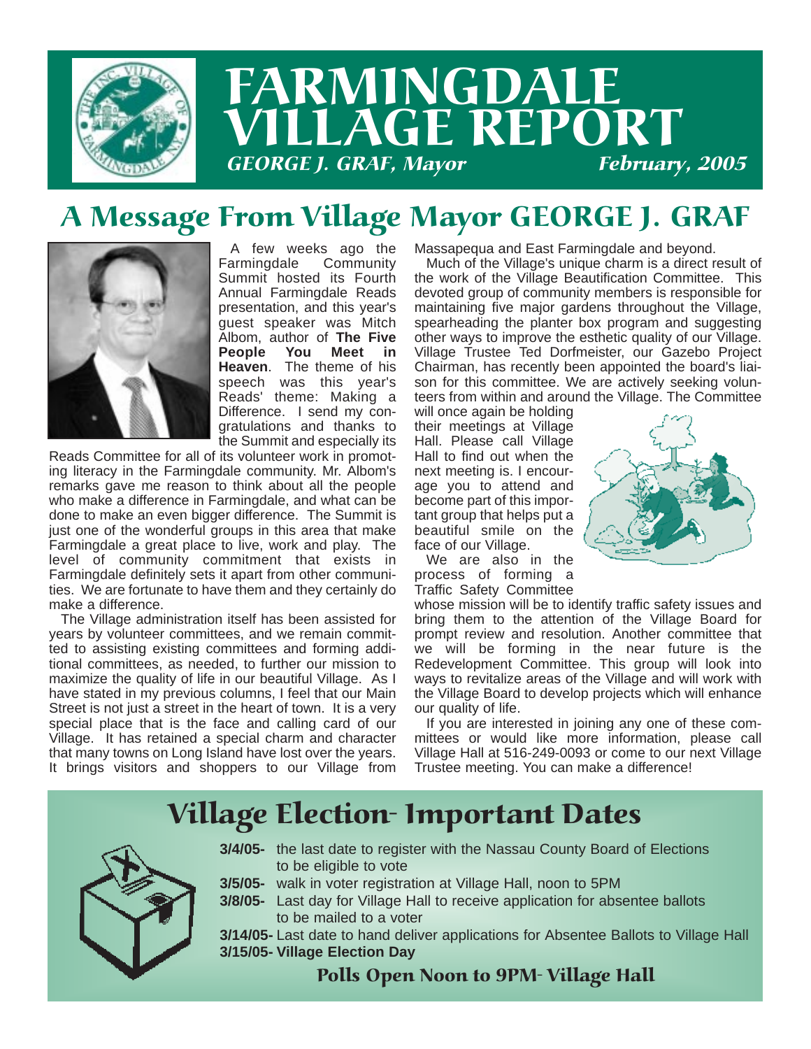# FARMINGDALE VILLAGE REPORT

*GEORGE J. GRAF, Mayor* *February, 2005*

## A Message From Village Mayor GEORGE J. GRAF

A few weeks ago the Farmingdale Community Summit hosted its Fourth Annual Farmingdale Reads presentation, and this year's guest speaker was Mitch Albom, author of **The Five People You Meet in Heaven**. The theme of his speech was this year's Reads' theme: Making a Difference. I send my congratulations and thanks to the Summit and especially its Reads Committee for all of its volunteer work in promoting literacy in the Farmingdale community. Mr. Albom's remarks gave me reason to think about all the people who make a difference in Farmingdale, and what can be done to make an even bigger difference. The Summit is just one of the wonderful groups in this area that make Farmingdale a great place to live, work and play. The level of community commitment that exists in Farmingdale definitely sets it apart from other communities. We are fortunate to have them and they certainly do make a difference.

The Village administration itself has been assisted for years by volunteer committees, and we remain committed to assisting existing committees and forming additional committees, as needed, to further our mission to maximize the quality of life in our beautiful Village. As I have stated in my previous columns, I feel that our Main Street is not just a street in the heart of town. It is a very special place that is the face and calling card of our Village. It has retained a special charm and character that many towns on Long Island have lost over the years. It brings visitors and shoppers to our Village from Massapequa and East Farmingdale and beyond.

Much of the Village's unique charm is a direct result of the work of the Village Beautification Committee. This devoted group of community members is responsible for maintaining five major gardens throughout the Village, spearheading the planter box program and suggesting other ways to improve the esthetic quality of our Village. Village Trustee Ted Dorfmeister, our Gazebo Project Chairman, has recently been appointed the board's liaison for this committee. We are actively seeking volunteers from within and around the Village. The Committee will once again be holding their meetings at Village Hall. Please call Village Hall to find out when the next meeting is. I encourage you to attend and become part of this important group that helps put a beautiful smile on the face of our Village.

We are also in the process of forming a Traffic Safety Committee whose mission will be to identify traffic safety issues and bring them to the attention of the Village Board for prompt review and resolution. Another committee that we will be forming in the near future is the Redevelopment Committee. This group will look into ways to revitalize areas of the Village and will work with the Village Board to develop projects which will enhance our quality of life.

If you are interested in joining any one of these committees or would like more information, please call Village Hall at 516-249-0093 or come to our next Village Trustee meeting. You can make a difference!

## Village Election- Important Dates

**3/4/05-** the last date to register with the Nassau County Board of Elections to be eligible to vote

**3/5/05-** walk in voter registration at Village Hall, noon to 5PM

**3/8/05-** Last day for Village Hall to receive application for absentee ballots to be mailed to a voter

**3/14/05-** Last date to hand deliver applications for Absentee Ballots to Village Hall

**3/15/05- Village Election Day**

### Polls Open Noon to 9PM- Village Hall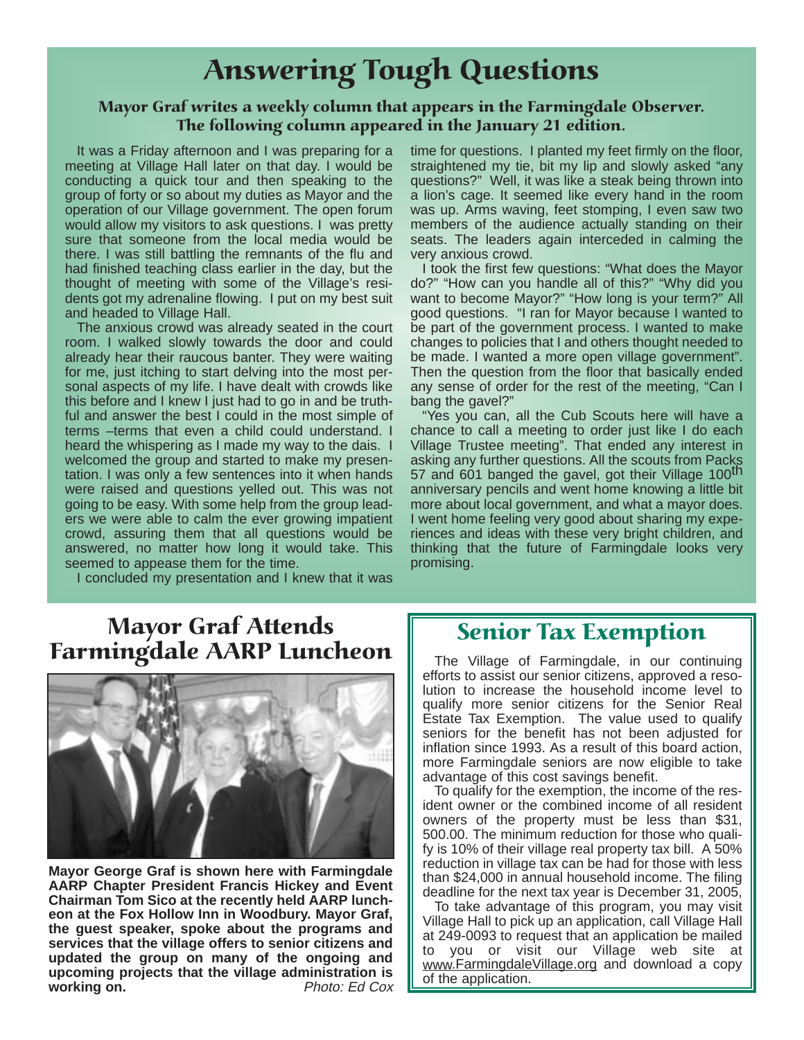# Answering Tough Questions

**Mayor Graf writes a weekly column that appears in the Farmingdale Observer. The following column appeared in the January 21 edition.**

It was a Friday afternoon and I was preparing for a meeting at Village Hall later on that day. I would be conducting a quick tour and then speaking to the group of forty or so about my duties as Mayor and the operation of our Village government. The open forum would allow my visitors to ask questions. I was pretty sure that someone from the local media would be there. I was still battling the remnants of the flu and had finished teaching class earlier in the day, but the thought of meeting with some of the Village's residents got my adrenaline flowing. I put on my best suit and headed to Village Hall.

The anxious crowd was already seated in the court room. I walked slowly towards the door and could already hear their raucous banter. They were waiting for me, just itching to start delving into the most personal aspects of my life. I have dealt with crowds like this before and I knew I just had to go in and be truthful and answer the best I could in the most simple of terms –terms that even a child could understand. I heard the whispering as I made my way to the dais. I welcomed the group and started to make my presentation. I was only a few sentences into it when hands were raised and questions yelled out. This was not going to be easy. With some help from the group leaders we were able to calm the ever growing impatient crowd, assuring them that all questions would be answered, no matter how long it would take. This seemed to appease them for the time.

I concluded my presentation and I knew that it was time for questions. I planted my feet firmly on the floor, straightened my tie, bit my lip and slowly asked "any questions?" Well, it was like a steak being thrown into a lion's cage. It seemed like every hand in the room was up. Arms waving, feet stomping, I even saw two members of the audience actually standing on their seats. The leaders again interceded in calming the very anxious crowd.

I took the first few questions: "What does the Mayor do?" "How can you handle all of this?" "Why did you want to become Mayor?" "How long is your term?" All good questions. "I ran for Mayor because I wanted to be part of the government process. I wanted to make changes to policies that I and others thought needed to be made. I wanted a more open village government". Then the question from the floor that basically ended any sense of order for the rest of the meeting, "Can I bang the gavel?"

"Yes you can, all the Cub Scouts here will have a chance to call a meeting to order just like I do each Village Trustee meeting". That ended any interest in asking any further questions. All the scouts from Packs 57 and 601 banged the gavel, got their Village 100th anniversary pencils and went home knowing a little bit more about local government, and what a mayor does. I went home feeling very good about sharing my experiences and ideas with these very bright children, and thinking that the future of Farmingdale looks very promising.

# Mayor Graf Attends Farmingdale AARP Luncheon

**Mayor George Graf is shown here with Farmingdale AARP Chapter President Francis Hickey and Event Chairman Tom Sico at the recently held AARP luncheon at the Fox Hollow Inn in Woodbury. Mayor Graf, the guest speaker, spoke about the programs and services that the village offers to senior citizens and updated the group on many of the ongoing and upcoming projects that the village administration is working on.** *Photo: Ed Cox*

# Senior Tax Exemption

The Village of Farmingdale, in our continuing efforts to assist our senior citizens, approved a resolution to increase the household income level to qualify more senior citizens for the Senior Real Estate Tax Exemption. The value used to qualify seniors for the benefit has not been adjusted for inflation since 1993. As a result of this board action, more Farmingdale seniors are now eligible to take advantage of this cost savings benefit.

To qualify for the exemption, the income of the resident owner or the combined income of all resident owners of the property must be less than $31,500.00. The minimum reduction for those who qualify is 10% of their village real property tax bill. A 50% reduction in village tax can be had for those with less than $24,000 in annual household income. The filing deadline for the next tax year is December 31, 2005,

To take advantage of this program, you may visit Village Hall to pick up an application, call Village Hall at 249-0093 to request that an application be mailed to you or visit our Village web site at www.FarmingdaleVillage.org and download a copy of the application.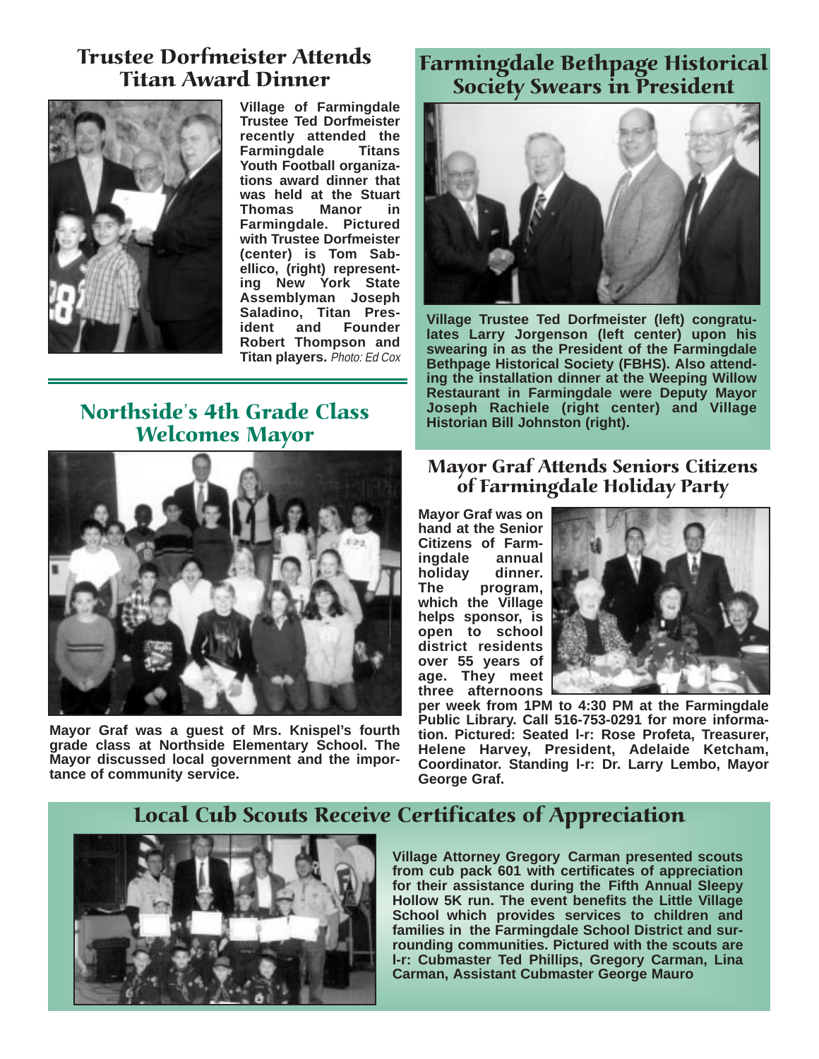## Trustee Dorfmeister Attends Titan Award Dinner

**Village of Farmingdale Trustee Ted Dorfmeister recently attended the Farmingdale Titans Youth Football organizations award dinner that was held at the Stuart Thomas Manor in Farmingdale. Pictured with Trustee Dorfmeister (center) is Tom Sabellico, (right) representing New York State Assemblyman Joseph Saladino, Titan President and Founder Robert Thompson and Titan players.** *Photo: Ed Cox*

## Northside's 4th Grade Class Welcomes Mayor

**Mayor Graf was a guest of Mrs. Knispel's fourth grade class at Northside Elementary School. The Mayor discussed local government and the importance of community service.**

## Farmingdale Bethpage Historical Society Swears in President

**Village Trustee Ted Dorfmeister (left) congratulates Larry Jorgenson (left center) upon his swearing in as the President of the Farmingdale Bethpage Historical Society (FBHS). Also attending the installation dinner at the Weeping Willow Restaurant in Farmingdale were Deputy Mayor Joseph Rachiele (right center) and Village Historian Bill Johnston (right).**

## Mayor Graf Attends Seniors Citizens of Farmingdale Holiday Party

**Mayor Graf was on hand at the Senior Citizens of Farmingdale annual holiday dinner. The program, which the Village helps sponsor, is open to school district residents over 55 years of age. They meet three afternoons per week from 1PM to 4:30 PM at the Farmingdale Public Library. Call 516-753-0291 for more information. Pictured: Seated l-r: Rose Profeta, Treasurer, Helene Harvey, President, Adelaide Ketcham, Coordinator. Standing l-r: Dr. Larry Lembo, Mayor George Graf.**

## Local Cub Scouts Receive Certificates of Appreciation

**Village Attorney Gregory Carman presented scouts from cub pack 601 with certificates of appreciation for their assistance during the Fifth Annual Sleepy Hollow 5K run. The event benefits the Little Village School which provides services to children and families in the Farmingdale School District and surrounding communities. Pictured with the scouts are l-r: Cubmaster Ted Phillips, Gregory Carman, Lina Carman, Assistant Cubmaster George Mauro**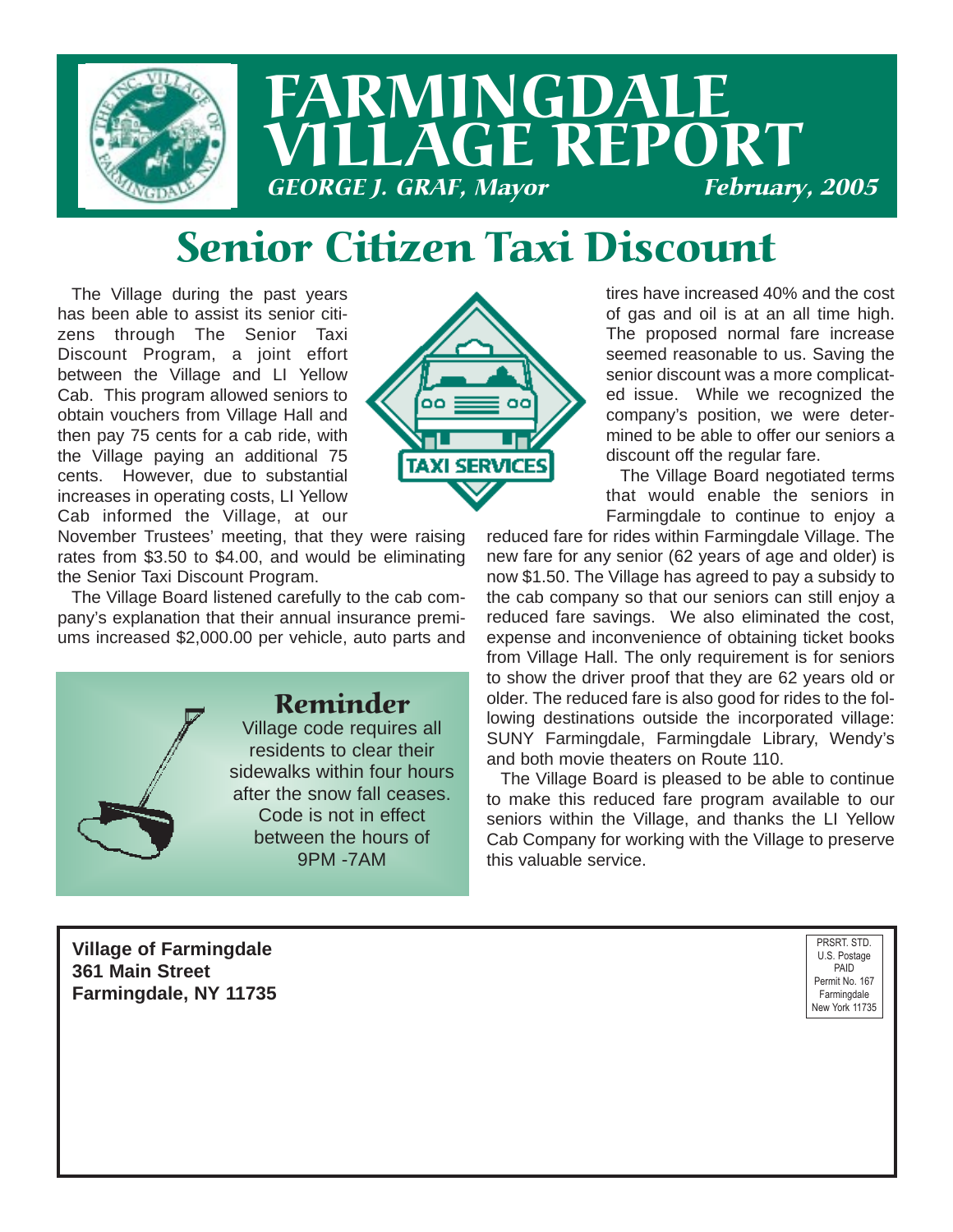# FARMINGDALE VILLAGE REPORT

*GEORGE J. GRAF, Mayor* *February, 2005*

## Senior Citizen Taxi Discount

The Village during the past years has been able to assist its senior citizens through The Senior Taxi Discount Program, a joint effort between the Village and LI Yellow Cab. This program allowed seniors to obtain vouchers from Village Hall and then pay 75 cents for a cab ride, with the Village paying an additional 75 cents. However, due to substantial increases in operating costs, LI Yellow Cab informed the Village, at our November Trustees' meeting, that they were raising rates from $3.50 to $4.00, and would be eliminating the Senior Taxi Discount Program.

The Village Board listened carefully to the cab company's explanation that their annual insurance premiums increased $2,000.00 per vehicle, auto parts and tires have increased 40% and the cost of gas and oil is at an all time high. The proposed normal fare increase seemed reasonable to us. Saving the senior discount was a more complicated issue. While we recognized the company's position, we were determined to be able to offer our seniors a discount off the regular fare.

The Village Board negotiated terms that would enable the seniors in Farmingdale to continue to enjoy a reduced fare for rides within Farmingdale Village. The new fare for any senior (62 years of age and older) is now $1.50. The Village has agreed to pay a subsidy to the cab company so that our seniors can still enjoy a reduced fare savings. We also eliminated the cost, expense and inconvenience of obtaining ticket books from Village Hall. The only requirement is for seniors to show the driver proof that they are 62 years old or older. The reduced fare is also good for rides to the following destinations outside the incorporated village: SUNY Farmingdale, Farmingdale Library, Wendy's and both movie theaters on Route 110.

The Village Board is pleased to be able to continue to make this reduced fare program available to our seniors within the Village, and thanks the LI Yellow Cab Company for working with the Village to preserve this valuable service.

### Reminder

Village code requires all residents to clear their sidewalks within four hours after the snow fall ceases. Code is not in effect between the hours of 9PM -7AM

**Village of Farmingdale**
**361 Main Street**
**Farmingdale, NY 11735**

PRSRT. STD.
U.S. Postage
PAID
Permit No. 167
Farmingdale
New York 11735